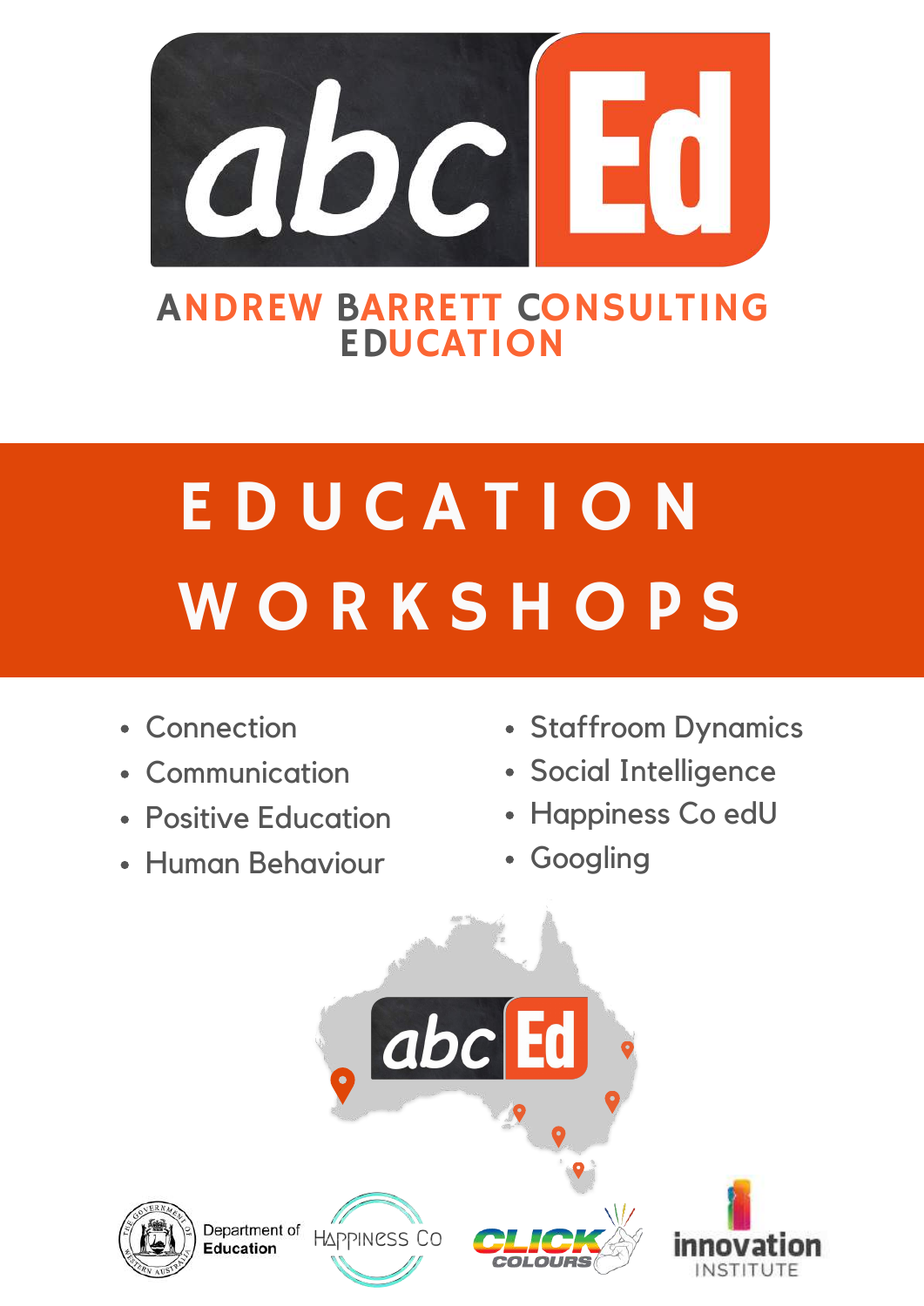# abc Ed

ANDREW BARRETT CONSULTING EDUCATION

# EDUCATION WORKSHOPS

- Connection
- Communication
- Positive Education
- Human Behaviour
- Staffroom Dynamics
- Social Intelligence
- Happiness Co edU
- Googling

Department of Education

Happiness Co

Click Colours

innovation INSTITUTE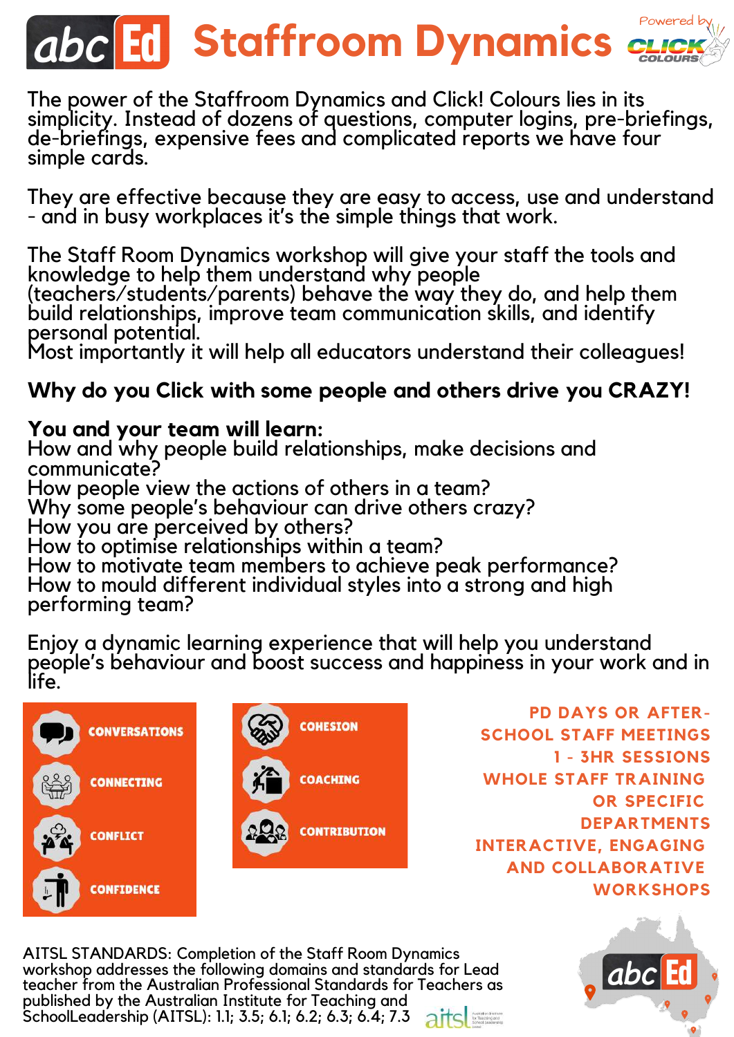# abc Ed Staffroom Dynamics

Powered by CLICK COLOURS

The power of the Staffroom Dynamics and Click! Colours lies in its simplicity. Instead of dozens of questions, computer logins, pre-briefings, de-briefings, expensive fees and complicated reports we have four simple cards.

They are effective because they are easy to access, use and understand - and in busy workplaces it's the simple things that work.

The Staff Room Dynamics workshop will give your staff the tools and knowledge to help them understand why people (teachers/students/parents) behave the way they do, and help them build relationships, improve team communication skills, and identify personal potential.
Most importantly it will help all educators understand their colleagues!

**Why do you Click with some people and others drive you CRAZY!**

**You and your team will learn:**
How and why people build relationships, make decisions and communicate?
How people view the actions of others in a team?
Why some people's behaviour can drive others crazy?
How you are perceived by others?
How to optimise relationships within a team?
How to motivate team members to achieve peak performance?
How to mould different individual styles into a strong and high performing team?

Enjoy a dynamic learning experience that will help you understand people's behaviour and boost success and happiness in your work and in life.

- CONVERSATIONS
- CONNECTING
- CONFLICT
- CONFIDENCE
- COHESION
- COACHING
- CONTRIBUTION

PD DAYS OR AFTER-SCHOOL STAFF MEETINGS
1 - 3HR SESSIONS
WHOLE STAFF TRAINING OR SPECIFIC DEPARTMENTS
INTERACTIVE, ENGAGING AND COLLABORATIVE WORKSHOPS

AITSL STANDARDS: Completion of the Staff Room Dynamics workshop addresses the following domains and standards for Lead teacher from the Australian Professional Standards for Teachers as published by the Australian Institute for Teaching and SchoolLeadership (AITSL): 1.1; 3.5; 6.1; 6.2; 6.3; 6.4; 7.3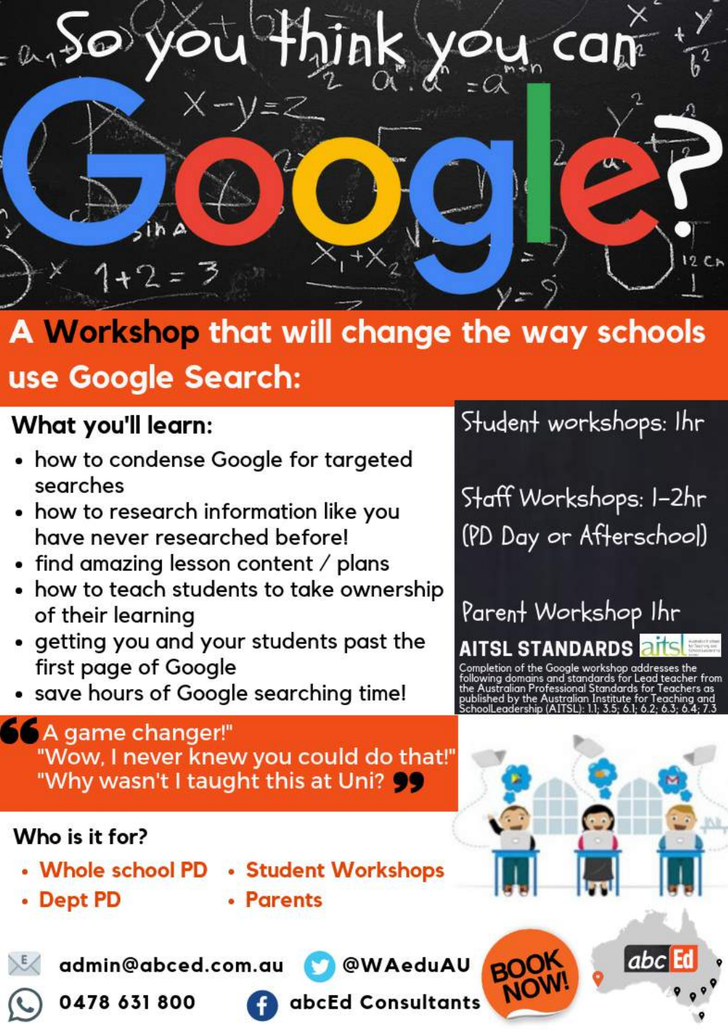# So you think you can Google?

## A Workshop that will change the way schools use Google Search:

### What you'll learn:

- how to condense Google for targeted searches
- how to research information like you have never researched before!
- find amazing lesson content / plans
- how to teach students to take ownership of their learning
- getting you and your students past the first page of Google
- save hours of Google searching time!

Student workshops: 1hr

Staff Workshops: 1-2hr (PD Day or Afterschool)

Parent Workshop 1hr

**AITSL STANDARDS**

Completion of the Google workshop addresses the following domains and standards for Lead teacher from the Australian Professional Standards for Teachers as published by the Australian Institute for Teaching and SchoolLeadership (AITSL): 1.1; 3.5; 6.1; 6.2; 6.3; 6.4; 7.3

"A game changer!"
"Wow, I never knew you could do that!"
"Why wasn't I taught this at Uni?"

### Who is it for?

- Whole school PD
- Dept PD
- Student Workshops
- Parents

admin@abced.com.au

0478 631 800

@WAeduAU

abcEd Consultants

BOOK NOW!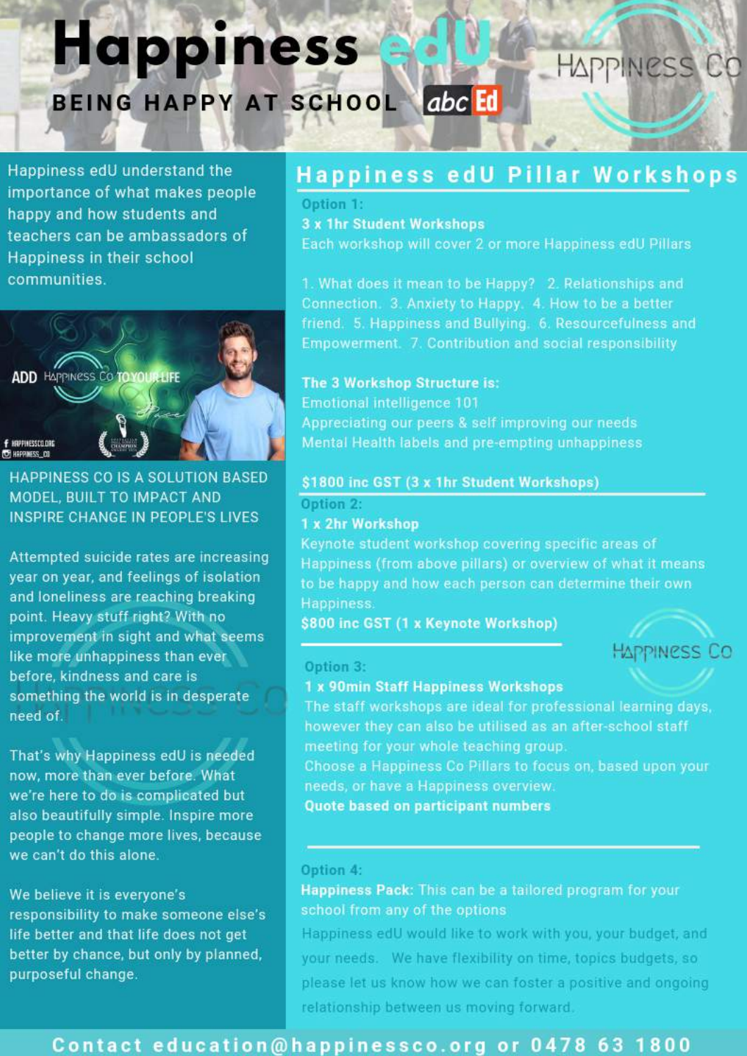# Happiness edU

## BEING HAPPY AT SCHOOL

Happiness edU understand the importance of what makes people happy and how students and teachers can be ambassadors of Happiness in their school communities.

HAPPINESS CO IS A SOLUTION BASED MODEL, BUILT TO IMPACT AND INSPIRE CHANGE IN PEOPLE'S LIVES

Attempted suicide rates are increasing year on year, and feelings of isolation and loneliness are reaching breaking point. Heavy stuff right? With no improvement in sight and what seems like more unhappiness than ever before, kindness and care is something the world is in desperate need of.

That's why Happiness edU is needed now, more than ever before. What we're here to do is complicated but also beautifully simple. Inspire more people to change more lives, because we can't do this alone.

We believe it is everyone's responsibility to make someone else's life better and that life does not get better by chance, but only by planned, purposeful change.

## Happiness edU Pillar Workshops

**Option 1:**

**3 x 1hr Student Workshops**

Each workshop will cover 2 or more Happiness edU Pillars

1. What does it mean to be Happy? 2. Relationships and Connection. 3. Anxiety to Happy. 4. How to be a better friend. 5. Happiness and Bullying. 6. Resourcefulness and Empowerment. 7. Contribution and social responsibility

**The 3 Workshop Structure is:**

Emotional intelligence 101

Appreciating our peers & self improving our needs

Mental Health labels and pre-empting unhappiness

**$1800 inc GST (3 x 1hr Student Workshops)**

**Option 2:**

**1 x 2hr Workshop**

Keynote student workshop covering specific areas of Happiness (from above pillars) or overview of what it means to be happy and how each person can determine their own Happiness.

**$800 inc GST (1 x Keynote Workshop)**

**Option 3:**

**1 x 90min Staff Happiness Workshops**

The staff workshops are ideal for professional learning days, however they can also be utilised as an after-school staff meeting for your whole teaching group.

Choose a Happiness Co Pillars to focus on, based upon your needs, or have a Happiness overview.

**Quote based on participant numbers**

**Option 4:**

**Happiness Pack:** This can be a tailored program for your school from any of the options

Happiness edU would like to work with you, your budget, and your needs. We have flexibility on time, topics budgets, so please let us know how we can foster a positive and ongoing relationship between us moving forward.

**Contact education@happinessco.org or 0478 63 1800**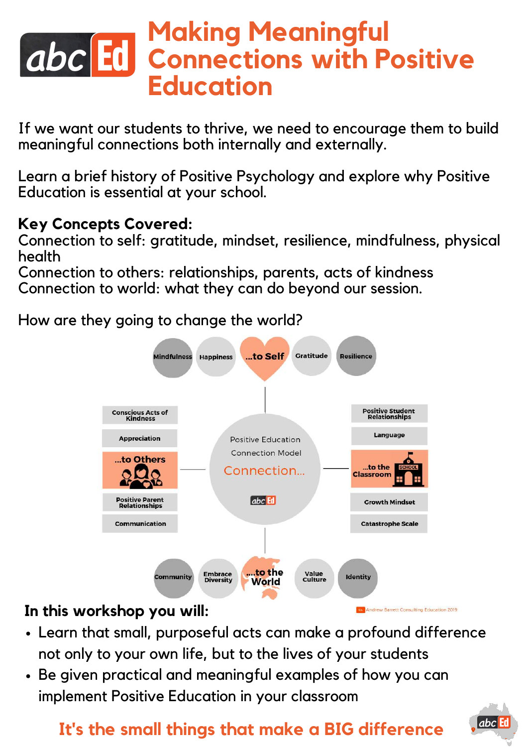# Making Meaningful Connections with Positive Education

If we want our students to thrive, we need to encourage them to build meaningful connections both internally and externally.

Learn a brief history of Positive Psychology and explore why Positive Education is essential at your school.

**Key Concepts Covered:**
Connection to self: gratitude, mindset, resilience, mindfulness, physical health
Connection to others: relationships, parents, acts of kindness
Connection to world: what they can do beyond our session.

How are they going to change the world?

Mindfulness | Happiness | ...to Self | Gratitude | Resilience

Conscious Acts of Kindness
Appreciation
...to Others
Positive Parent Relationships
Communication

Positive Education Connection Model
Connection...

Positive Student Relationships
Language
...to the Classroom
Growth Mindset
Catastrophe Scale

Community | Embrace Diversity | ...to the World | Value Culture | Identity

Andrew Barrett Consulting Education 2019

## In this workshop you will:

- Learn that small, purposeful acts can make a profound difference not only to your own life, but to the lives of your students
- Be given practical and meaningful examples of how you can implement Positive Education in your classroom

**It's the small things that make a BIG difference**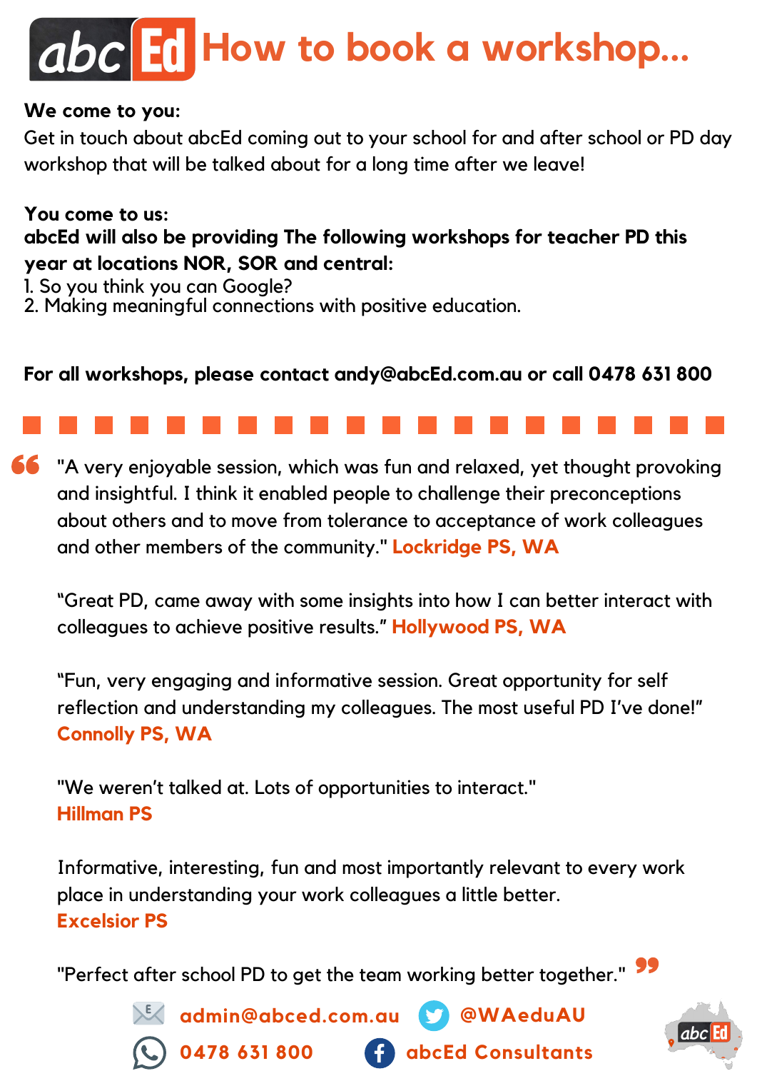# abcEd How to book a workshop...

**We come to you:**
Get in touch about abcEd coming out to your school for and after school or PD day workshop that will be talked about for a long time after we leave!

**You come to us:**
**abcEd will also be providing The following workshops for teacher PD this year at locations NOR, SOR and central:**
1. So you think you can Google?
2. Making meaningful connections with positive education.

**For all workshops, please contact andy@abcEd.com.au or call 0478 631 800**

"A very enjoyable session, which was fun and relaxed, yet thought provoking and insightful. I think it enabled people to challenge their preconceptions about others and to move from tolerance to acceptance of work colleagues and other members of the community." **Lockridge PS, WA**

"Great PD, came away with some insights into how I can better interact with colleagues to achieve positive results." **Hollywood PS, WA**

"Fun, very engaging and informative session. Great opportunity for self reflection and understanding my colleagues. The most useful PD I've done!" **Connolly PS, WA**

"We weren't talked at. Lots of opportunities to interact."
**Hillman PS**

Informative, interesting, fun and most importantly relevant to every work place in understanding your work colleagues a little better.
**Excelsior PS**

"Perfect after school PD to get the team working better together."

**admin@abced.com.au** **@WAeduAU**
**0478 631 800** **abcEd Consultants**